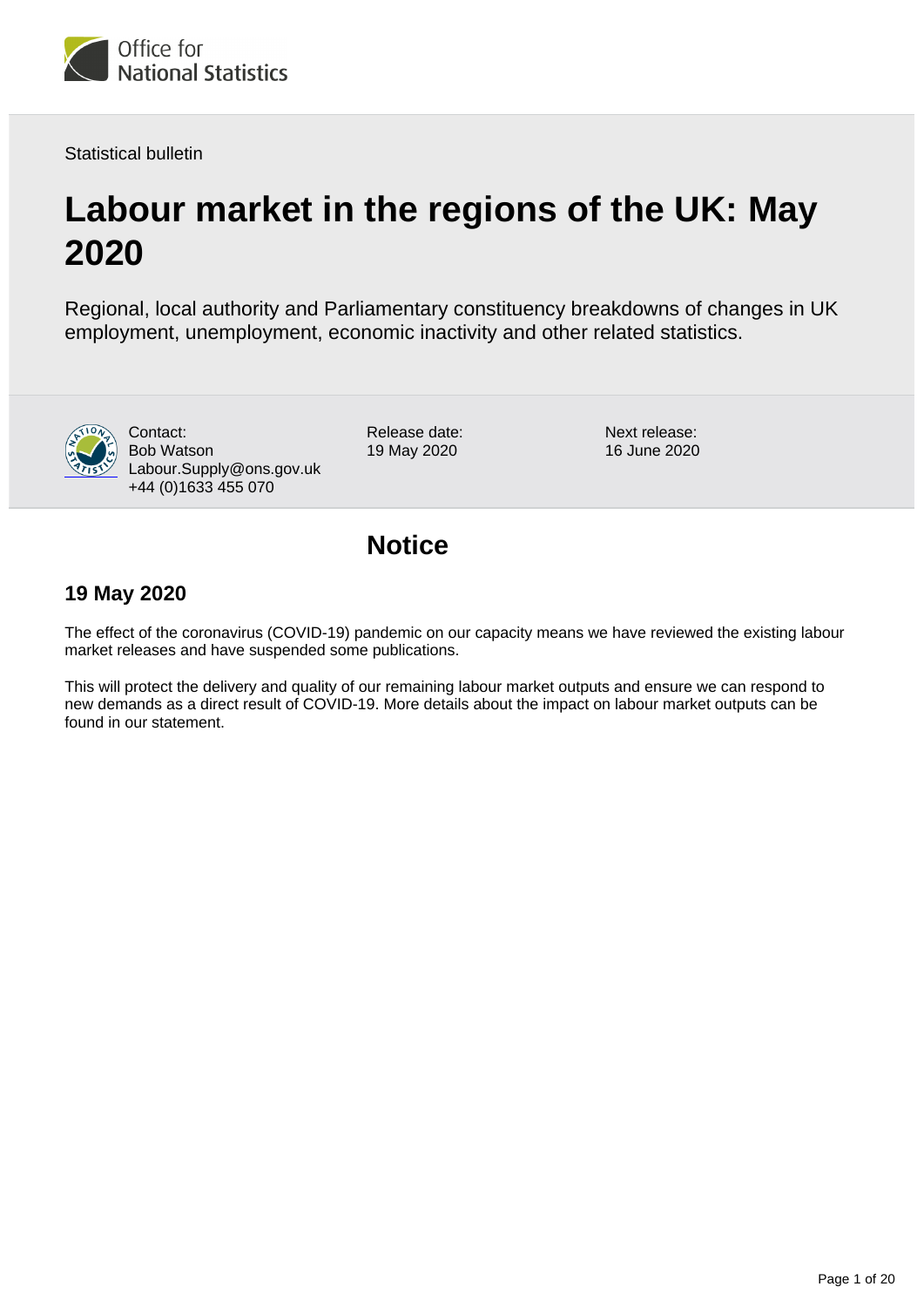Statistical bulletin

# Labour market in the regions of the UK: May 2020

Regional, local authority and Parliamentary constituency breakdowns of changes in UK employment, unemployment, economic inactivity and other related statistics.

Contact:
Bob Watson
Labour.Supply@ons.gov.uk
+44 (0)1633 455 070

Release date:
19 May 2020

Next release:
16 June 2020

## Notice

### 19 May 2020

The effect of the coronavirus (COVID-19) pandemic on our capacity means we have reviewed the existing labour market releases and have suspended some publications.

This will protect the delivery and quality of our remaining labour market outputs and ensure we can respond to new demands as a direct result of COVID-19. More details about the impact on labour market outputs can be found in our statement.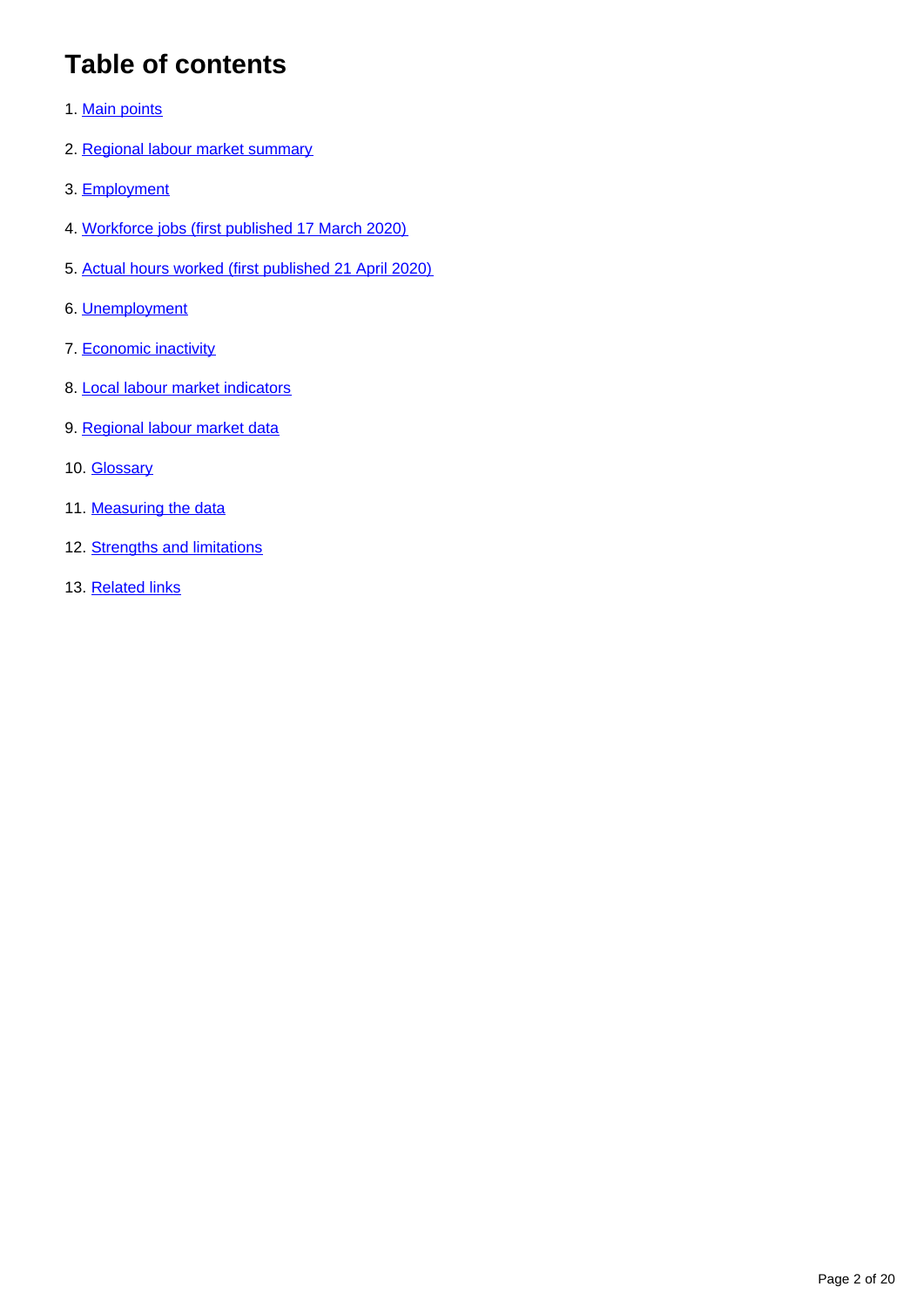# Table of contents

1. Main points
2. Regional labour market summary
3. Employment
4. Workforce jobs (first published 17 March 2020)
5. Actual hours worked (first published 21 April 2020)
6. Unemployment
7. Economic inactivity
8. Local labour market indicators
9. Regional labour market data
10. Glossary
11. Measuring the data
12. Strengths and limitations
13. Related links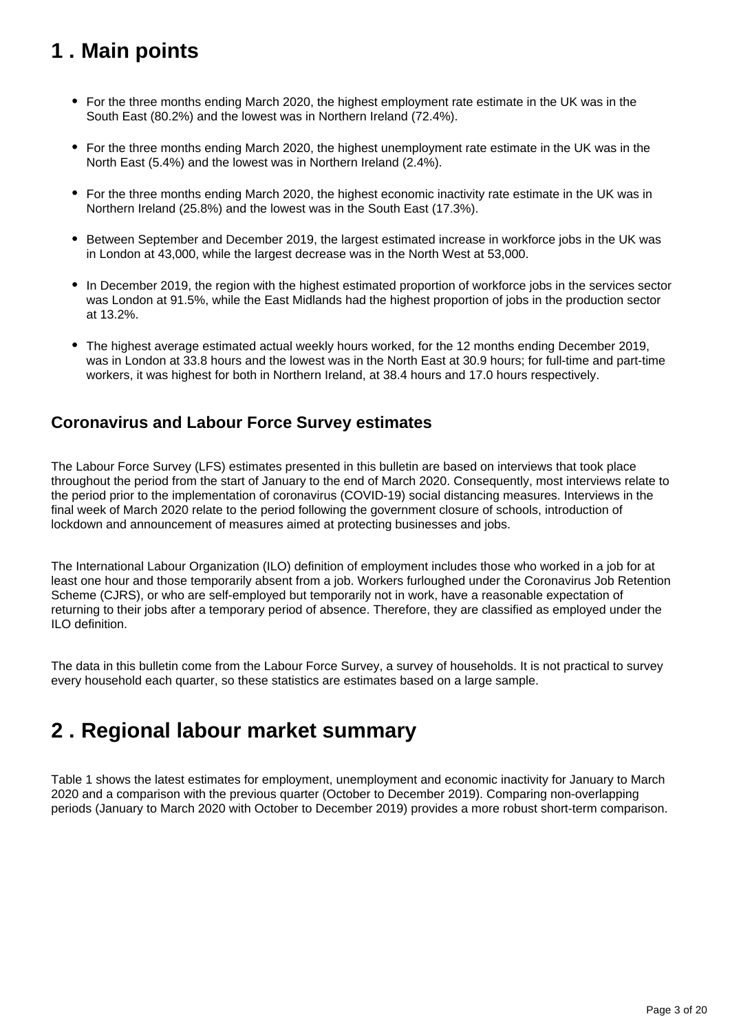## 1 . Main points

- For the three months ending March 2020, the highest employment rate estimate in the UK was in the South East (80.2%) and the lowest was in Northern Ireland (72.4%).
- For the three months ending March 2020, the highest unemployment rate estimate in the UK was in the North East (5.4%) and the lowest was in Northern Ireland (2.4%).
- For the three months ending March 2020, the highest economic inactivity rate estimate in the UK was in Northern Ireland (25.8%) and the lowest was in the South East (17.3%).
- Between September and December 2019, the largest estimated increase in workforce jobs in the UK was in London at 43,000, while the largest decrease was in the North West at 53,000.
- In December 2019, the region with the highest estimated proportion of workforce jobs in the services sector was London at 91.5%, while the East Midlands had the highest proportion of jobs in the production sector at 13.2%.
- The highest average estimated actual weekly hours worked, for the 12 months ending December 2019, was in London at 33.8 hours and the lowest was in the North East at 30.9 hours; for full-time and part-time workers, it was highest for both in Northern Ireland, at 38.4 hours and 17.0 hours respectively.

### Coronavirus and Labour Force Survey estimates

The Labour Force Survey (LFS) estimates presented in this bulletin are based on interviews that took place throughout the period from the start of January to the end of March 2020. Consequently, most interviews relate to the period prior to the implementation of coronavirus (COVID-19) social distancing measures. Interviews in the final week of March 2020 relate to the period following the government closure of schools, introduction of lockdown and announcement of measures aimed at protecting businesses and jobs.

The International Labour Organization (ILO) definition of employment includes those who worked in a job for at least one hour and those temporarily absent from a job. Workers furloughed under the Coronavirus Job Retention Scheme (CJRS), or who are self-employed but temporarily not in work, have a reasonable expectation of returning to their jobs after a temporary period of absence. Therefore, they are classified as employed under the ILO definition.

The data in this bulletin come from the Labour Force Survey, a survey of households. It is not practical to survey every household each quarter, so these statistics are estimates based on a large sample.

## 2 . Regional labour market summary

Table 1 shows the latest estimates for employment, unemployment and economic inactivity for January to March 2020 and a comparison with the previous quarter (October to December 2019). Comparing non-overlapping periods (January to March 2020 with October to December 2019) provides a more robust short-term comparison.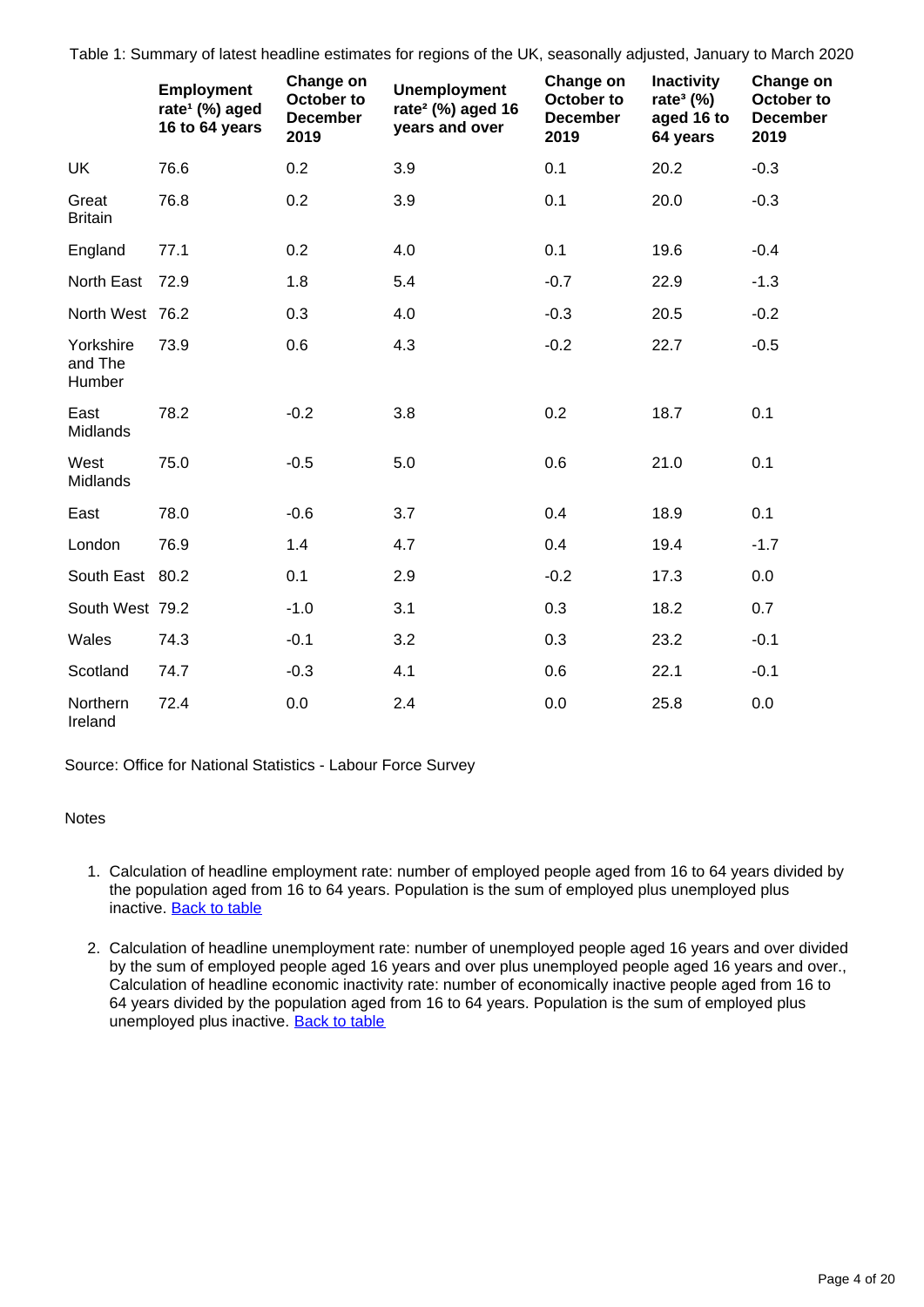Table 1: Summary of latest headline estimates for regions of the UK, seasonally adjusted, January to March 2020

| | Employment rate[1] (%) aged 16 to 64 years | Change on October to December 2019 | Unemployment rate[2] (%) aged 16 years and over | Change on October to December 2019 | Inactivity rate[3] (%) aged 16 to 64 years | Change on October to December 2019 |
|---|---|---|---|---|---|---|
| UK | 76.6 | 0.2 | 3.9 | 0.1 | 20.2 | -0.3 |
| Great Britain | 76.8 | 0.2 | 3.9 | 0.1 | 20.0 | -0.3 |
| England | 77.1 | 0.2 | 4.0 | 0.1 | 19.6 | -0.4 |
| North East | 72.9 | 1.8 | 5.4 | -0.7 | 22.9 | -1.3 |
| North West | 76.2 | 0.3 | 4.0 | -0.3 | 20.5 | -0.2 |
| Yorkshire and The Humber | 73.9 | 0.6 | 4.3 | -0.2 | 22.7 | -0.5 |
| East Midlands | 78.2 | -0.2 | 3.8 | 0.2 | 18.7 | 0.1 |
| West Midlands | 75.0 | -0.5 | 5.0 | 0.6 | 21.0 | 0.1 |
| East | 78.0 | -0.6 | 3.7 | 0.4 | 18.9 | 0.1 |
| London | 76.9 | 1.4 | 4.7 | 0.4 | 19.4 | -1.7 |
| South East | 80.2 | 0.1 | 2.9 | -0.2 | 17.3 | 0.0 |
| South West | 79.2 | -1.0 | 3.1 | 0.3 | 18.2 | 0.7 |
| Wales | 74.3 | -0.1 | 3.2 | 0.3 | 23.2 | -0.1 |
| Scotland | 74.7 | -0.3 | 4.1 | 0.6 | 22.1 | -0.1 |
| Northern Ireland | 72.4 | 0.0 | 2.4 | 0.0 | 25.8 | 0.0 |

Source: Office for National Statistics - Labour Force Survey

Notes

1. Calculation of headline employment rate: number of employed people aged from 16 to 64 years divided by the population aged from 16 to 64 years. Population is the sum of employed plus unemployed plus inactive. [Back to table]
2. Calculation of headline unemployment rate: number of unemployed people aged 16 years and over divided by the sum of employed people aged 16 years and over plus unemployed people aged 16 years and over., Calculation of headline economic inactivity rate: number of economically inactive people aged from 16 to 64 years divided by the population aged from 16 to 64 years. Population is the sum of employed plus unemployed plus inactive. [Back to table]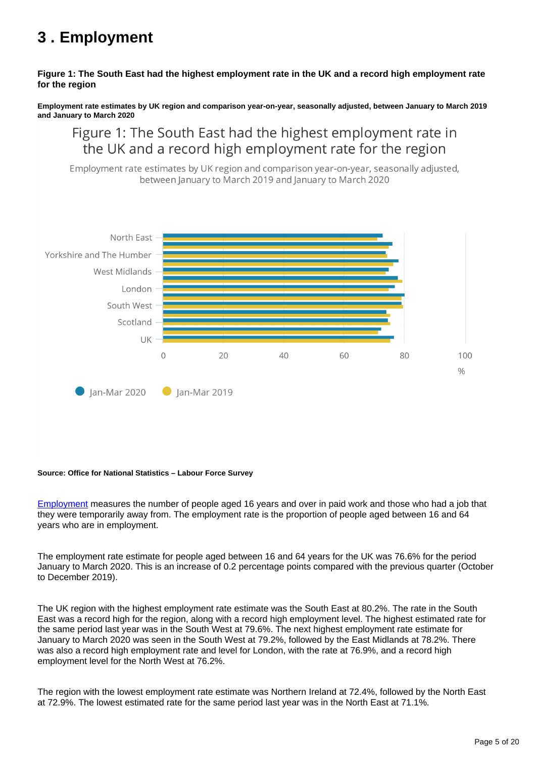# 3 . Employment

**Figure 1: The South East had the highest employment rate in the UK and a record high employment rate for the region**

**Employment rate estimates by UK region and comparison year-on-year, seasonally adjusted, between January to March 2019 and January to March 2020**

Figure 1: The South East had the highest employment rate in the UK and a record high employment rate for the region

Employment rate estimates by UK region and comparison year-on-year, seasonally adjusted, between January to March 2019 and January to March 2020

North East
Yorkshire and The Humber
West Midlands
London
South West
Scotland
UK

0 20 40 60 80 100
%

Jan-Mar 2020 Jan-Mar 2019

**Source: Office for National Statistics – Labour Force Survey**

Employment measures the number of people aged 16 years and over in paid work and those who had a job that they were temporarily away from. The employment rate is the proportion of people aged between 16 and 64 years who are in employment.

The employment rate estimate for people aged between 16 and 64 years for the UK was 76.6% for the period January to March 2020. This is an increase of 0.2 percentage points compared with the previous quarter (October to December 2019).

The UK region with the highest employment rate estimate was the South East at 80.2%. The rate in the South East was a record high for the region, along with a record high employment level. The highest estimated rate for the same period last year was in the South West at 79.6%. The next highest employment rate estimate for January to March 2020 was seen in the South West at 79.2%, followed by the East Midlands at 78.2%. There was also a record high employment rate and level for London, with the rate at 76.9%, and a record high employment level for the North West at 76.2%.

The region with the lowest employment rate estimate was Northern Ireland at 72.4%, followed by the North East at 72.9%. The lowest estimated rate for the same period last year was in the North East at 71.1%.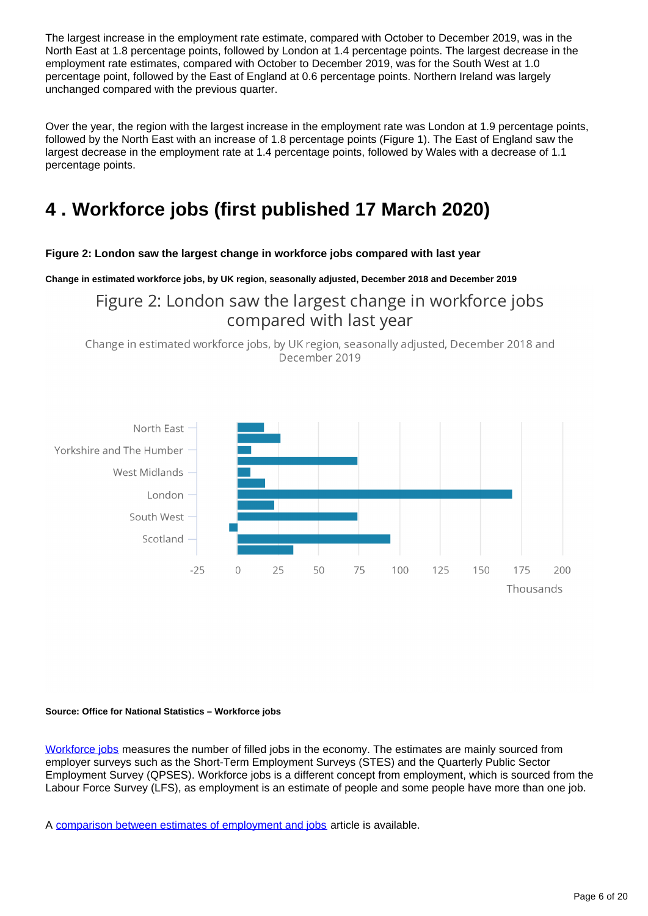The largest increase in the employment rate estimate, compared with October to December 2019, was in the North East at 1.8 percentage points, followed by London at 1.4 percentage points. The largest decrease in the employment rate estimates, compared with October to December 2019, was for the South West at 1.0 percentage point, followed by the East of England at 0.6 percentage points. Northern Ireland was largely unchanged compared with the previous quarter.

Over the year, the region with the largest increase in the employment rate was London at 1.9 percentage points, followed by the North East with an increase of 1.8 percentage points (Figure 1). The East of England saw the largest decrease in the employment rate at 1.4 percentage points, followed by Wales with a decrease of 1.1 percentage points.

# 4 . Workforce jobs (first published 17 March 2020)

**Figure 2: London saw the largest change in workforce jobs compared with last year**

**Change in estimated workforce jobs, by UK region, seasonally adjusted, December 2018 and December 2019**

Figure 2: London saw the largest change in workforce jobs compared with last year

Change in estimated workforce jobs, by UK region, seasonally adjusted, December 2018 and December 2019

North East
Yorkshire and The Humber
West Midlands
London
South West
Scotland

-25 0 25 50 75 100 125 150 175 200
Thousands

**Source: Office for National Statistics – Workforce jobs**

[Workforce jobs](#) measures the number of filled jobs in the economy. The estimates are mainly sourced from employer surveys such as the Short-Term Employment Surveys (STES) and the Quarterly Public Sector Employment Survey (QPSES). Workforce jobs is a different concept from employment, which is sourced from the Labour Force Survey (LFS), as employment is an estimate of people and some people have more than one job.

A [comparison between estimates of employment and jobs](#) article is available.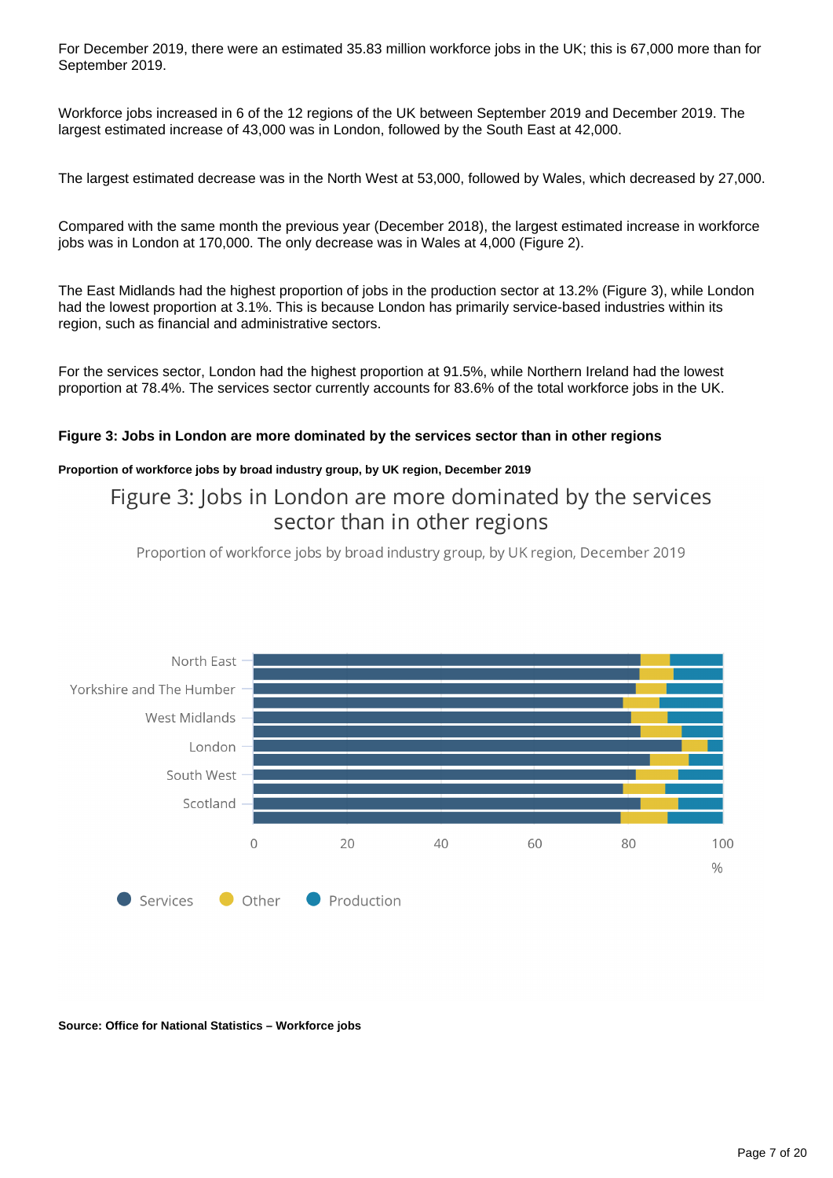For December 2019, there were an estimated 35.83 million workforce jobs in the UK; this is 67,000 more than for September 2019.

Workforce jobs increased in 6 of the 12 regions of the UK between September 2019 and December 2019. The largest estimated increase of 43,000 was in London, followed by the South East at 42,000.

The largest estimated decrease was in the North West at 53,000, followed by Wales, which decreased by 27,000.

Compared with the same month the previous year (December 2018), the largest estimated increase in workforce jobs was in London at 170,000. The only decrease was in Wales at 4,000 (Figure 2).

The East Midlands had the highest proportion of jobs in the production sector at 13.2% (Figure 3), while London had the lowest proportion at 3.1%. This is because London has primarily service-based industries within its region, such as financial and administrative sectors.

For the services sector, London had the highest proportion at 91.5%, while Northern Ireland had the lowest proportion at 78.4%. The services sector currently accounts for 83.6% of the total workforce jobs in the UK.

**Figure 3: Jobs in London are more dominated by the services sector than in other regions**

**Proportion of workforce jobs by broad industry group, by UK region, December 2019**

Figure 3: Jobs in London are more dominated by the services sector than in other regions

Proportion of workforce jobs by broad industry group, by UK region, December 2019

North East, Yorkshire and The Humber, West Midlands, London, South West, Scotland

0, 20, 40, 60, 80, 100 %

Services, Other, Production

**Source: Office for National Statistics – Workforce jobs**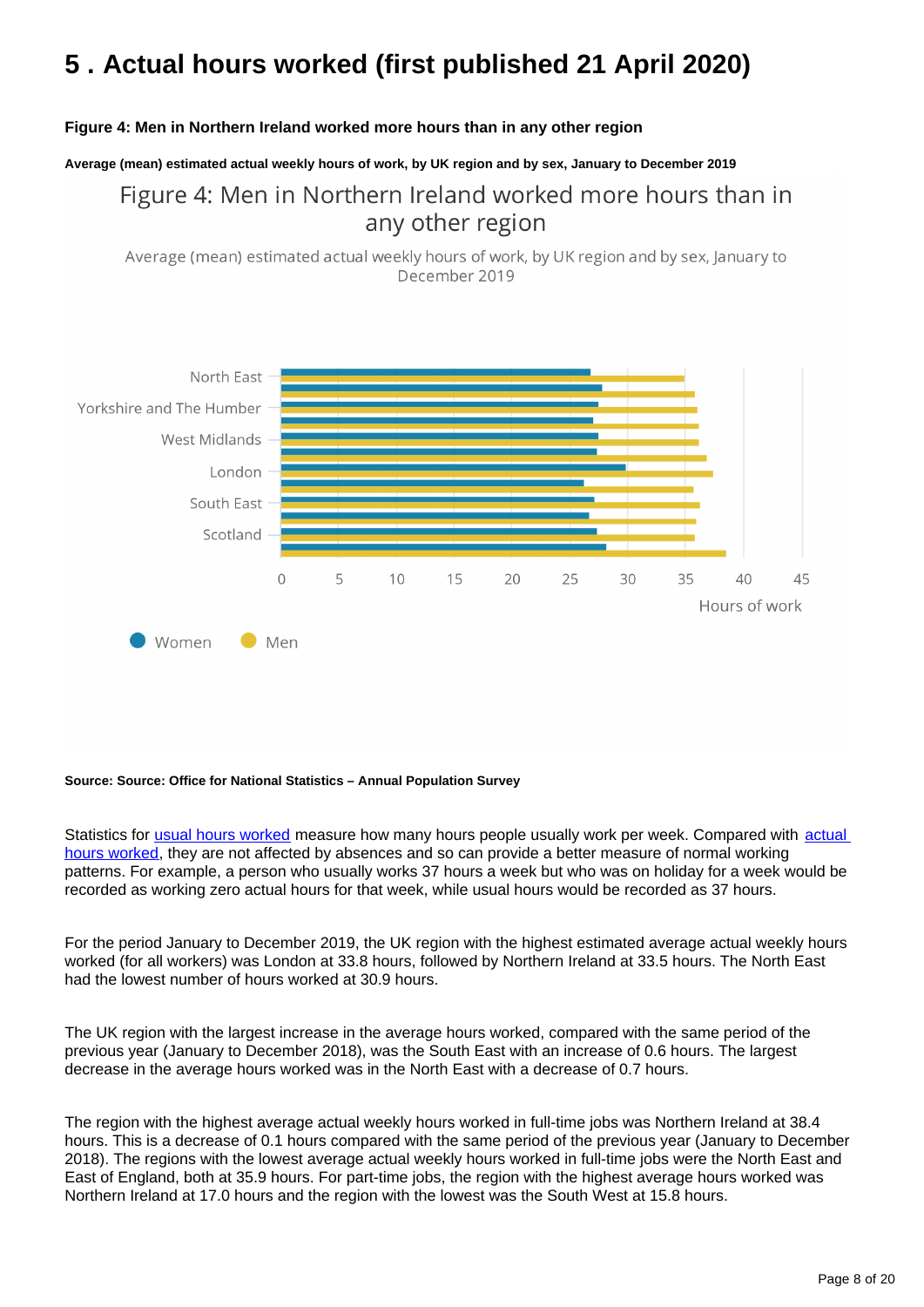# 5 . Actual hours worked (first published 21 April 2020)

**Figure 4: Men in Northern Ireland worked more hours than in any other region**

**Average (mean) estimated actual weekly hours of work, by UK region and by sex, January to December 2019**

Figure 4: Men in Northern Ireland worked more hours than in any other region

Average (mean) estimated actual weekly hours of work, by UK region and by sex, January to December 2019

North East
Yorkshire and The Humber
West Midlands
London
South East
Scotland

0 5 10 15 20 25 30 35 40 45

Hours of work

Women Men

**Source: Source: Office for National Statistics – Annual Population Survey**

Statistics for usual hours worked measure how many hours people usually work per week. Compared with actual hours worked, they are not affected by absences and so can provide a better measure of normal working patterns. For example, a person who usually works 37 hours a week but who was on holiday for a week would be recorded as working zero actual hours for that week, while usual hours would be recorded as 37 hours.

For the period January to December 2019, the UK region with the highest estimated average actual weekly hours worked (for all workers) was London at 33.8 hours, followed by Northern Ireland at 33.5 hours. The North East had the lowest number of hours worked at 30.9 hours.

The UK region with the largest increase in the average hours worked, compared with the same period of the previous year (January to December 2018), was the South East with an increase of 0.6 hours. The largest decrease in the average hours worked was in the North East with a decrease of 0.7 hours.

The region with the highest average actual weekly hours worked in full-time jobs was Northern Ireland at 38.4 hours. This is a decrease of 0.1 hours compared with the same period of the previous year (January to December 2018). The regions with the lowest average actual weekly hours worked in full-time jobs were the North East and East of England, both at 35.9 hours. For part-time jobs, the region with the highest average hours worked was Northern Ireland at 17.0 hours and the region with the lowest was the South West at 15.8 hours.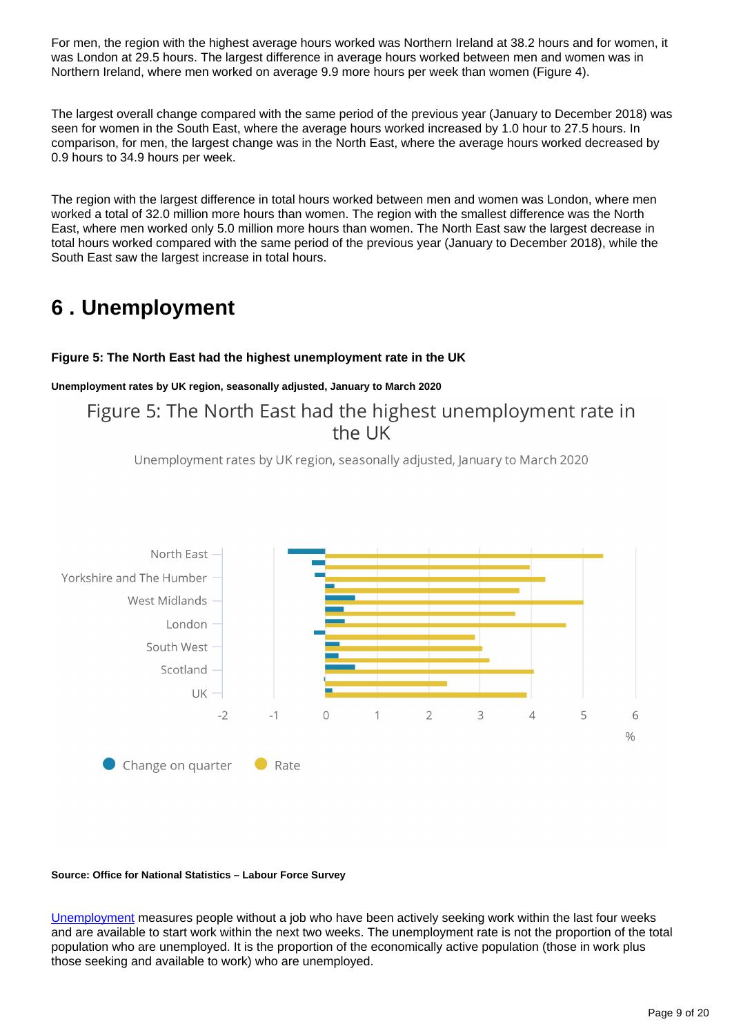For men, the region with the highest average hours worked was Northern Ireland at 38.2 hours and for women, it was London at 29.5 hours. The largest difference in average hours worked between men and women was in Northern Ireland, where men worked on average 9.9 more hours per week than women (Figure 4).

The largest overall change compared with the same period of the previous year (January to December 2018) was seen for women in the South East, where the average hours worked increased by 1.0 hour to 27.5 hours. In comparison, for men, the largest change was in the North East, where the average hours worked decreased by 0.9 hours to 34.9 hours per week.

The region with the largest difference in total hours worked between men and women was London, where men worked a total of 32.0 million more hours than women. The region with the smallest difference was the North East, where men worked only 5.0 million more hours than women. The North East saw the largest decrease in total hours worked compared with the same period of the previous year (January to December 2018), while the South East saw the largest increase in total hours.

## 6 . Unemployment

**Figure 5: The North East had the highest unemployment rate in the UK**

**Unemployment rates by UK region, seasonally adjusted, January to March 2020**

Figure 5: The North East had the highest unemployment rate in the UK

Unemployment rates by UK region, seasonally adjusted, January to March 2020

North East, Yorkshire and The Humber, West Midlands, London, South West, Scotland, UK

-2, -1, 0, 1, 2, 3, 4, 5, 6 %

Change on quarter   Rate

**Source: Office for National Statistics – Labour Force Survey**

Unemployment measures people without a job who have been actively seeking work within the last four weeks and are available to start work within the next two weeks. The unemployment rate is not the proportion of the total population who are unemployed. It is the proportion of the economically active population (those in work plus those seeking and available to work) who are unemployed.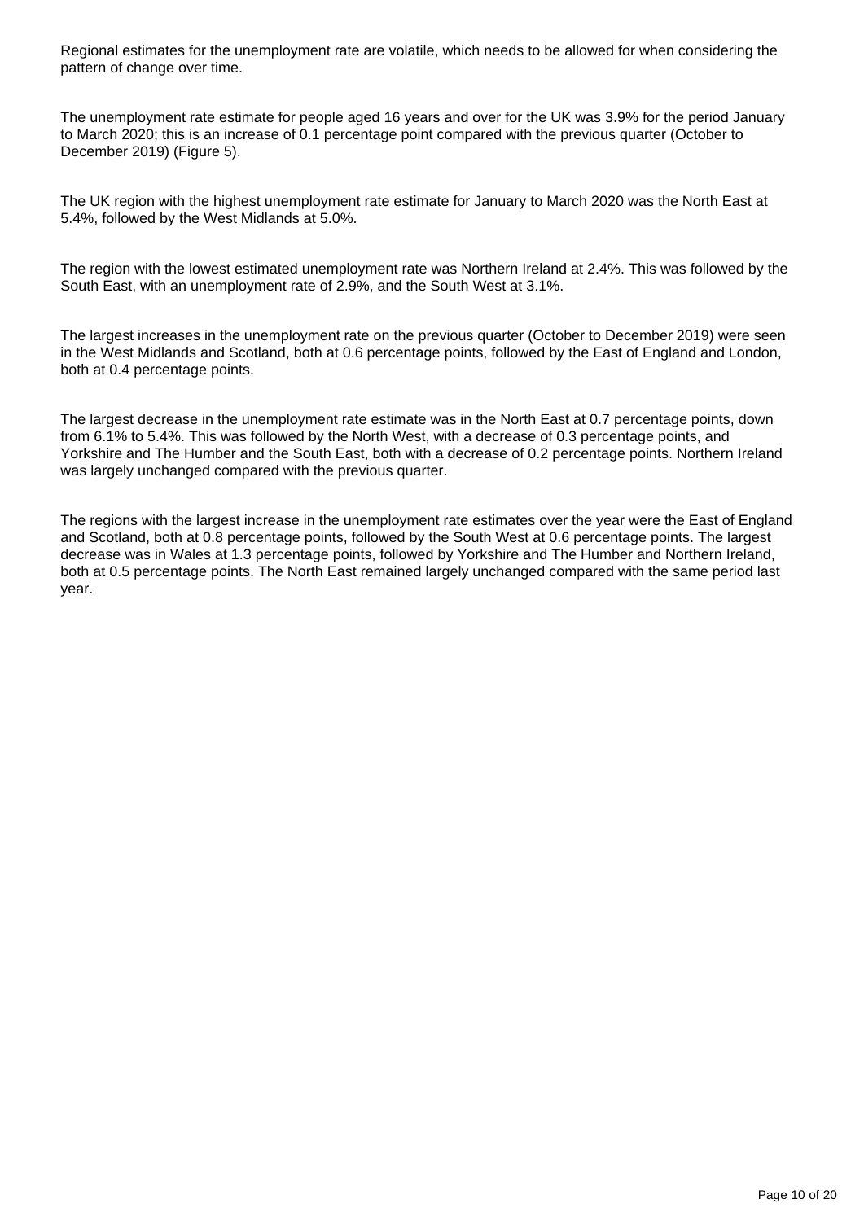Regional estimates for the unemployment rate are volatile, which needs to be allowed for when considering the pattern of change over time.

The unemployment rate estimate for people aged 16 years and over for the UK was 3.9% for the period January to March 2020; this is an increase of 0.1 percentage point compared with the previous quarter (October to December 2019) (Figure 5).

The UK region with the highest unemployment rate estimate for January to March 2020 was the North East at 5.4%, followed by the West Midlands at 5.0%.

The region with the lowest estimated unemployment rate was Northern Ireland at 2.4%. This was followed by the South East, with an unemployment rate of 2.9%, and the South West at 3.1%.

The largest increases in the unemployment rate on the previous quarter (October to December 2019) were seen in the West Midlands and Scotland, both at 0.6 percentage points, followed by the East of England and London, both at 0.4 percentage points.

The largest decrease in the unemployment rate estimate was in the North East at 0.7 percentage points, down from 6.1% to 5.4%. This was followed by the North West, with a decrease of 0.3 percentage points, and Yorkshire and The Humber and the South East, both with a decrease of 0.2 percentage points. Northern Ireland was largely unchanged compared with the previous quarter.

The regions with the largest increase in the unemployment rate estimates over the year were the East of England and Scotland, both at 0.8 percentage points, followed by the South West at 0.6 percentage points. The largest decrease was in Wales at 1.3 percentage points, followed by Yorkshire and The Humber and Northern Ireland, both at 0.5 percentage points. The North East remained largely unchanged compared with the same period last year.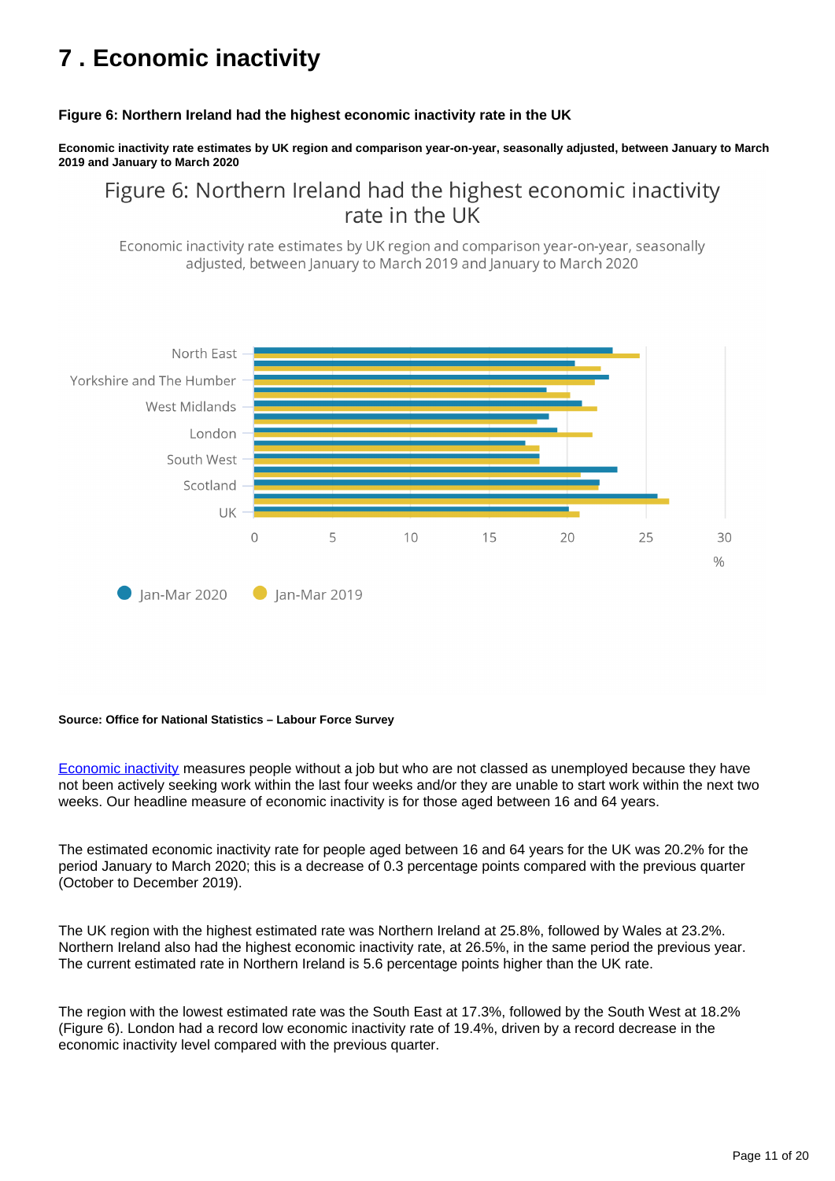# 7 . Economic inactivity

**Figure 6: Northern Ireland had the highest economic inactivity rate in the UK**

**Economic inactivity rate estimates by UK region and comparison year-on-year, seasonally adjusted, between January to March 2019 and January to March 2020**

Figure 6: Northern Ireland had the highest economic inactivity rate in the UK

Economic inactivity rate estimates by UK region and comparison year-on-year, seasonally adjusted, between January to March 2019 and January to March 2020

North East

Yorkshire and The Humber

West Midlands

London

South West

Scotland

UK

0 5 10 15 20 25 30

%

Jan-Mar 2020 Jan-Mar 2019

**Source: Office for National Statistics – Labour Force Survey**

Economic inactivity measures people without a job but who are not classed as unemployed because they have not been actively seeking work within the last four weeks and/or they are unable to start work within the next two weeks. Our headline measure of economic inactivity is for those aged between 16 and 64 years.

The estimated economic inactivity rate for people aged between 16 and 64 years for the UK was 20.2% for the period January to March 2020; this is a decrease of 0.3 percentage points compared with the previous quarter (October to December 2019).

The UK region with the highest estimated rate was Northern Ireland at 25.8%, followed by Wales at 23.2%. Northern Ireland also had the highest economic inactivity rate, at 26.5%, in the same period the previous year. The current estimated rate in Northern Ireland is 5.6 percentage points higher than the UK rate.

The region with the lowest estimated rate was the South East at 17.3%, followed by the South West at 18.2% (Figure 6). London had a record low economic inactivity rate of 19.4%, driven by a record decrease in the economic inactivity level compared with the previous quarter.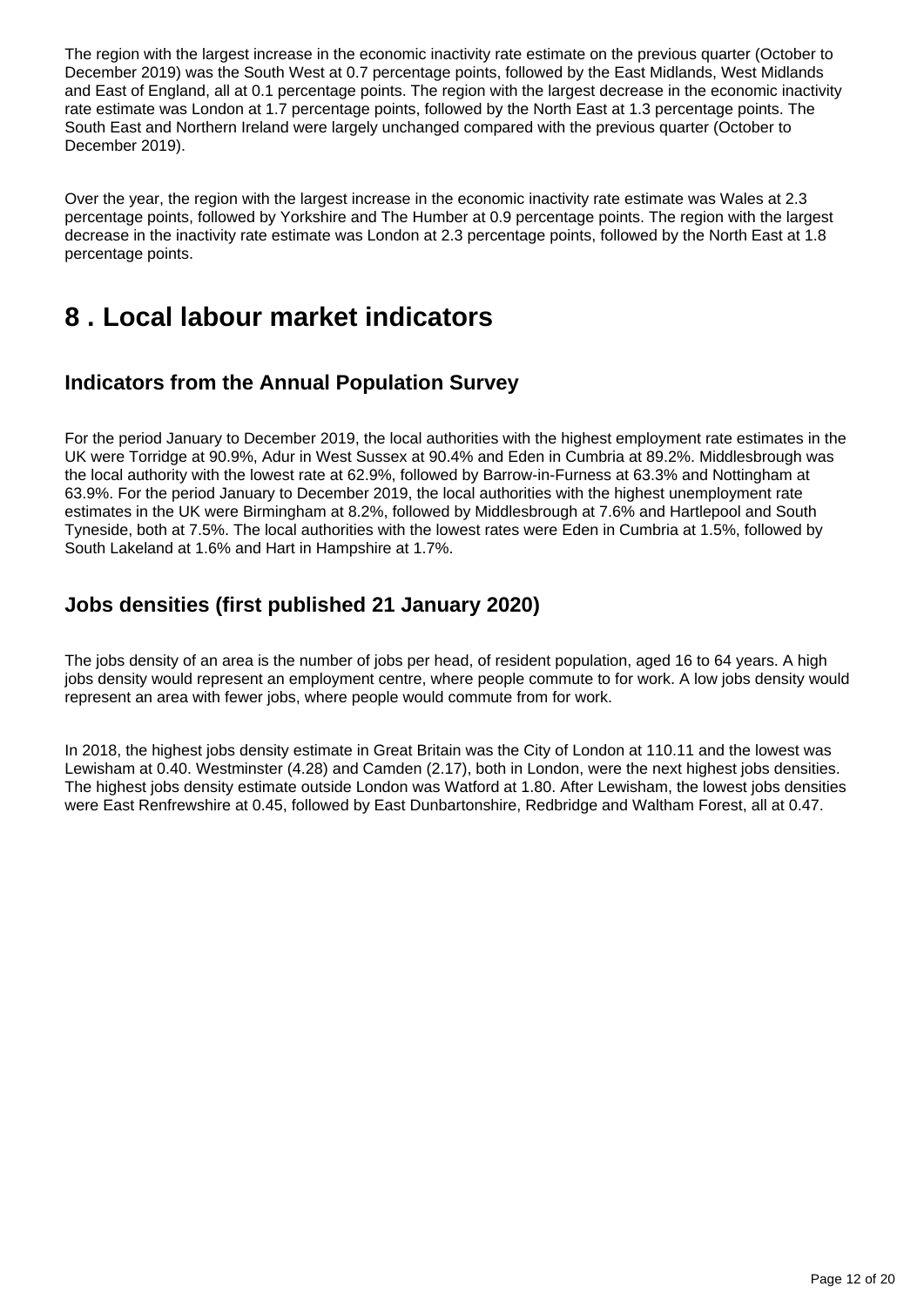The region with the largest increase in the economic inactivity rate estimate on the previous quarter (October to December 2019) was the South West at 0.7 percentage points, followed by the East Midlands, West Midlands and East of England, all at 0.1 percentage points. The region with the largest decrease in the economic inactivity rate estimate was London at 1.7 percentage points, followed by the North East at 1.3 percentage points. The South East and Northern Ireland were largely unchanged compared with the previous quarter (October to December 2019).

Over the year, the region with the largest increase in the economic inactivity rate estimate was Wales at 2.3 percentage points, followed by Yorkshire and The Humber at 0.9 percentage points. The region with the largest decrease in the inactivity rate estimate was London at 2.3 percentage points, followed by the North East at 1.8 percentage points.

# 8 . Local labour market indicators

## Indicators from the Annual Population Survey

For the period January to December 2019, the local authorities with the highest employment rate estimates in the UK were Torridge at 90.9%, Adur in West Sussex at 90.4% and Eden in Cumbria at 89.2%. Middlesbrough was the local authority with the lowest rate at 62.9%, followed by Barrow-in-Furness at 63.3% and Nottingham at 63.9%. For the period January to December 2019, the local authorities with the highest unemployment rate estimates in the UK were Birmingham at 8.2%, followed by Middlesbrough at 7.6% and Hartlepool and South Tyneside, both at 7.5%. The local authorities with the lowest rates were Eden in Cumbria at 1.5%, followed by South Lakeland at 1.6% and Hart in Hampshire at 1.7%.

## Jobs densities (first published 21 January 2020)

The jobs density of an area is the number of jobs per head, of resident population, aged 16 to 64 years. A high jobs density would represent an employment centre, where people commute to for work. A low jobs density would represent an area with fewer jobs, where people would commute from for work.

In 2018, the highest jobs density estimate in Great Britain was the City of London at 110.11 and the lowest was Lewisham at 0.40. Westminster (4.28) and Camden (2.17), both in London, were the next highest jobs densities. The highest jobs density estimate outside London was Watford at 1.80. After Lewisham, the lowest jobs densities were East Renfrewshire at 0.45, followed by East Dunbartonshire, Redbridge and Waltham Forest, all at 0.47.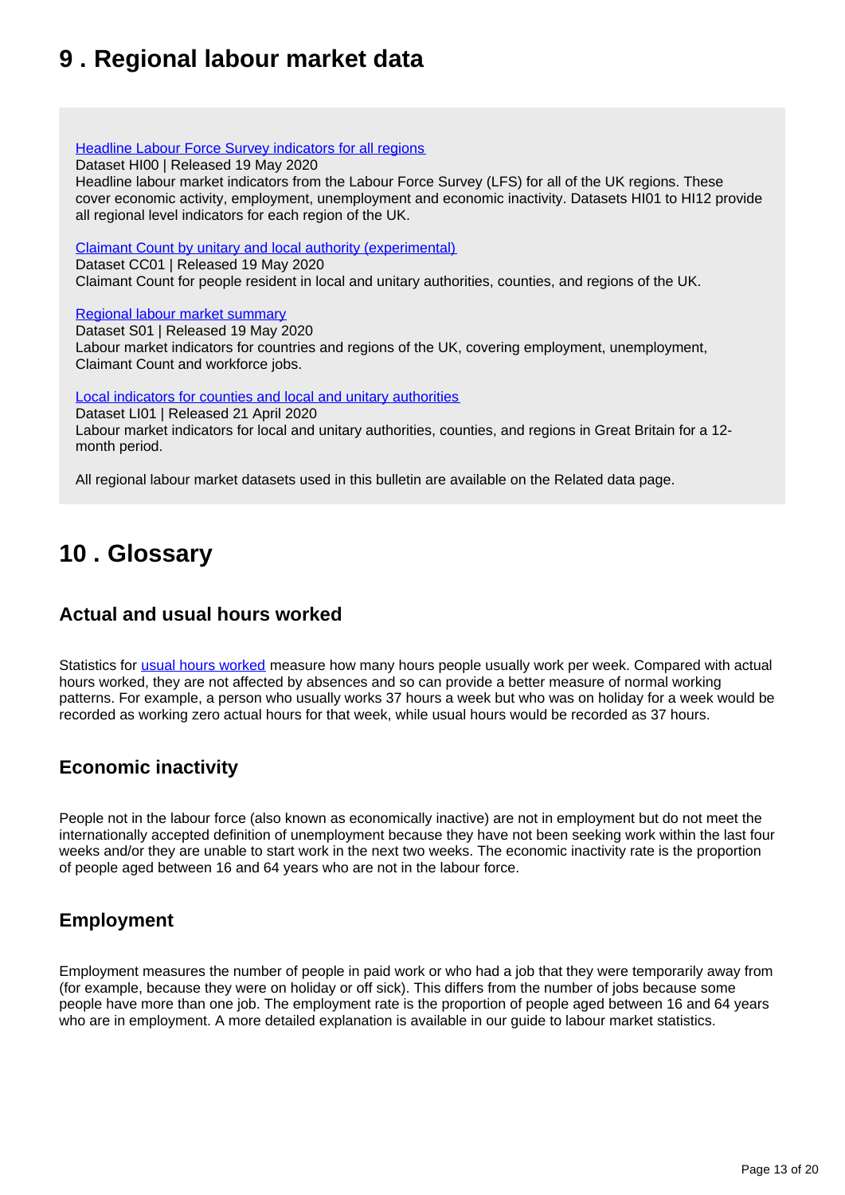## 9 . Regional labour market data

[Headline Labour Force Survey indicators for all regions](#)
Dataset HI00 | Released 19 May 2020
Headline labour market indicators from the Labour Force Survey (LFS) for all of the UK regions. These cover economic activity, employment, unemployment and economic inactivity. Datasets HI01 to HI12 provide all regional level indicators for each region of the UK.

[Claimant Count by unitary and local authority (experimental)](#)
Dataset CC01 | Released 19 May 2020
Claimant Count for people resident in local and unitary authorities, counties, and regions of the UK.

[Regional labour market summary](#)
Dataset S01 | Released 19 May 2020
Labour market indicators for countries and regions of the UK, covering employment, unemployment, Claimant Count and workforce jobs.

[Local indicators for counties and local and unitary authorities](#)
Dataset LI01 | Released 21 April 2020
Labour market indicators for local and unitary authorities, counties, and regions in Great Britain for a 12-month period.

All regional labour market datasets used in this bulletin are available on the Related data page.

## 10 . Glossary

### Actual and usual hours worked

Statistics for [usual hours worked](#) measure how many hours people usually work per week. Compared with actual hours worked, they are not affected by absences and so can provide a better measure of normal working patterns. For example, a person who usually works 37 hours a week but who was on holiday for a week would be recorded as working zero actual hours for that week, while usual hours would be recorded as 37 hours.

### Economic inactivity

People not in the labour force (also known as economically inactive) are not in employment but do not meet the internationally accepted definition of unemployment because they have not been seeking work within the last four weeks and/or they are unable to start work in the next two weeks. The economic inactivity rate is the proportion of people aged between 16 and 64 years who are not in the labour force.

### Employment

Employment measures the number of people in paid work or who had a job that they were temporarily away from (for example, because they were on holiday or off sick). This differs from the number of jobs because some people have more than one job. The employment rate is the proportion of people aged between 16 and 64 years who are in employment. A more detailed explanation is available in our guide to labour market statistics.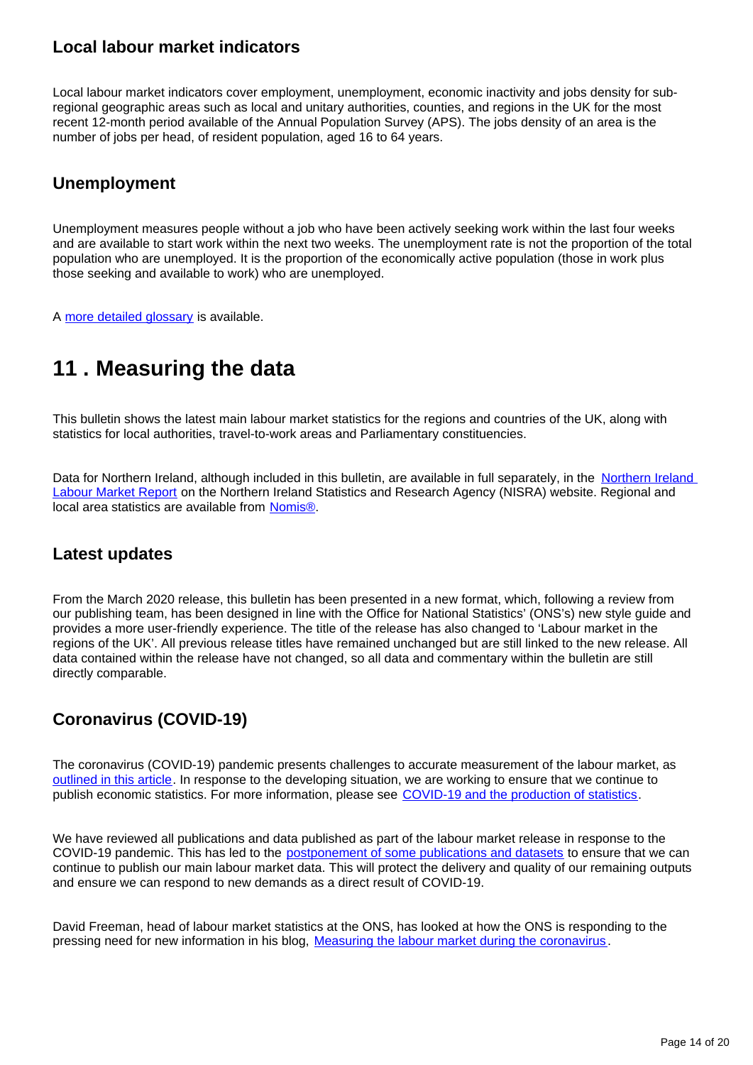### Local labour market indicators

Local labour market indicators cover employment, unemployment, economic inactivity and jobs density for sub-regional geographic areas such as local and unitary authorities, counties, and regions in the UK for the most recent 12-month period available of the Annual Population Survey (APS). The jobs density of an area is the number of jobs per head, of resident population, aged 16 to 64 years.

### Unemployment

Unemployment measures people without a job who have been actively seeking work within the last four weeks and are available to start work within the next two weeks. The unemployment rate is not the proportion of the total population who are unemployed. It is the proportion of the economically active population (those in work plus those seeking and available to work) who are unemployed.

A [more detailed glossary](#) is available.

## 11 . Measuring the data

This bulletin shows the latest main labour market statistics for the regions and countries of the UK, along with statistics for local authorities, travel-to-work areas and Parliamentary constituencies.

Data for Northern Ireland, although included in this bulletin, are available in full separately, in the [Northern Ireland Labour Market Report](#) on the Northern Ireland Statistics and Research Agency (NISRA) website. Regional and local area statistics are available from [Nomis®](#).

### Latest updates

From the March 2020 release, this bulletin has been presented in a new format, which, following a review from our publishing team, has been designed in line with the Office for National Statistics' (ONS's) new style guide and provides a more user-friendly experience. The title of the release has also changed to 'Labour market in the regions of the UK'. All previous release titles have remained unchanged but are still linked to the new release. All data contained within the release have not changed, so all data and commentary within the bulletin are still directly comparable.

### Coronavirus (COVID-19)

The coronavirus (COVID-19) pandemic presents challenges to accurate measurement of the labour market, as [outlined in this article](#). In response to the developing situation, we are working to ensure that we continue to publish economic statistics. For more information, please see [COVID-19 and the production of statistics](#).

We have reviewed all publications and data published as part of the labour market release in response to the COVID-19 pandemic. This has led to the [postponement of some publications and datasets](#) to ensure that we can continue to publish our main labour market data. This will protect the delivery and quality of our remaining outputs and ensure we can respond to new demands as a direct result of COVID-19.

David Freeman, head of labour market statistics at the ONS, has looked at how the ONS is responding to the pressing need for new information in his blog, [Measuring the labour market during the coronavirus](#).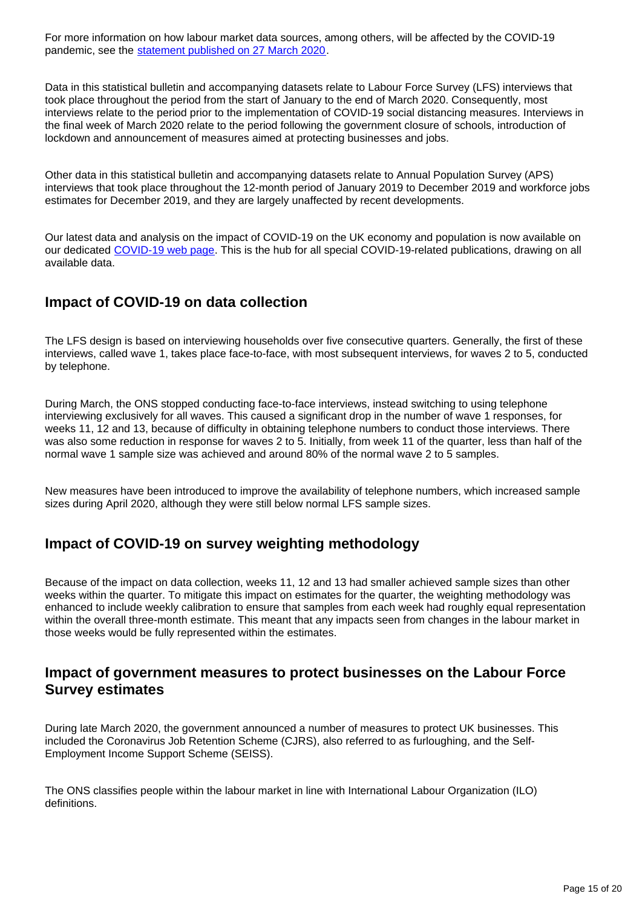For more information on how labour market data sources, among others, will be affected by the COVID-19 pandemic, see the [statement published on 27 March 2020](#).

Data in this statistical bulletin and accompanying datasets relate to Labour Force Survey (LFS) interviews that took place throughout the period from the start of January to the end of March 2020. Consequently, most interviews relate to the period prior to the implementation of COVID-19 social distancing measures. Interviews in the final week of March 2020 relate to the period following the government closure of schools, introduction of lockdown and announcement of measures aimed at protecting businesses and jobs.

Other data in this statistical bulletin and accompanying datasets relate to Annual Population Survey (APS) interviews that took place throughout the 12-month period of January 2019 to December 2019 and workforce jobs estimates for December 2019, and they are largely unaffected by recent developments.

Our latest data and analysis on the impact of COVID-19 on the UK economy and population is now available on our dedicated [COVID-19 web page](#). This is the hub for all special COVID-19-related publications, drawing on all available data.

## Impact of COVID-19 on data collection

The LFS design is based on interviewing households over five consecutive quarters. Generally, the first of these interviews, called wave 1, takes place face-to-face, with most subsequent interviews, for waves 2 to 5, conducted by telephone.

During March, the ONS stopped conducting face-to-face interviews, instead switching to using telephone interviewing exclusively for all waves. This caused a significant drop in the number of wave 1 responses, for weeks 11, 12 and 13, because of difficulty in obtaining telephone numbers to conduct those interviews. There was also some reduction in response for waves 2 to 5. Initially, from week 11 of the quarter, less than half of the normal wave 1 sample size was achieved and around 80% of the normal wave 2 to 5 samples.

New measures have been introduced to improve the availability of telephone numbers, which increased sample sizes during April 2020, although they were still below normal LFS sample sizes.

## Impact of COVID-19 on survey weighting methodology

Because of the impact on data collection, weeks 11, 12 and 13 had smaller achieved sample sizes than other weeks within the quarter. To mitigate this impact on estimates for the quarter, the weighting methodology was enhanced to include weekly calibration to ensure that samples from each week had roughly equal representation within the overall three-month estimate. This meant that any impacts seen from changes in the labour market in those weeks would be fully represented within the estimates.

## Impact of government measures to protect businesses on the Labour Force Survey estimates

During late March 2020, the government announced a number of measures to protect UK businesses. This included the Coronavirus Job Retention Scheme (CJRS), also referred to as furloughing, and the Self-Employment Income Support Scheme (SEISS).

The ONS classifies people within the labour market in line with International Labour Organization (ILO) definitions.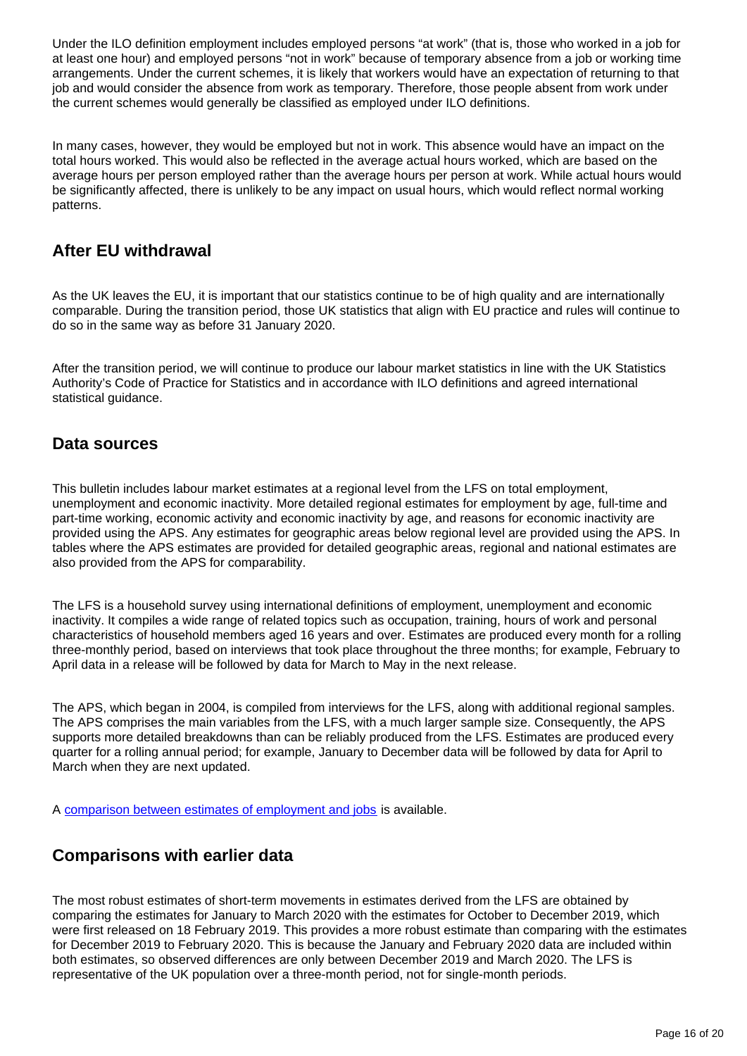Under the ILO definition employment includes employed persons "at work" (that is, those who worked in a job for at least one hour) and employed persons "not in work" because of temporary absence from a job or working time arrangements. Under the current schemes, it is likely that workers would have an expectation of returning to that job and would consider the absence from work as temporary. Therefore, those people absent from work under the current schemes would generally be classified as employed under ILO definitions.

In many cases, however, they would be employed but not in work. This absence would have an impact on the total hours worked. This would also be reflected in the average actual hours worked, which are based on the average hours per person employed rather than the average hours per person at work. While actual hours would be significantly affected, there is unlikely to be any impact on usual hours, which would reflect normal working patterns.

## After EU withdrawal

As the UK leaves the EU, it is important that our statistics continue to be of high quality and are internationally comparable. During the transition period, those UK statistics that align with EU practice and rules will continue to do so in the same way as before 31 January 2020.

After the transition period, we will continue to produce our labour market statistics in line with the UK Statistics Authority's Code of Practice for Statistics and in accordance with ILO definitions and agreed international statistical guidance.

## Data sources

This bulletin includes labour market estimates at a regional level from the LFS on total employment, unemployment and economic inactivity. More detailed regional estimates for employment by age, full-time and part-time working, economic activity and economic inactivity by age, and reasons for economic inactivity are provided using the APS. Any estimates for geographic areas below regional level are provided using the APS. In tables where the APS estimates are provided for detailed geographic areas, regional and national estimates are also provided from the APS for comparability.

The LFS is a household survey using international definitions of employment, unemployment and economic inactivity. It compiles a wide range of related topics such as occupation, training, hours of work and personal characteristics of household members aged 16 years and over. Estimates are produced every month for a rolling three-monthly period, based on interviews that took place throughout the three months; for example, February to April data in a release will be followed by data for March to May in the next release.

The APS, which began in 2004, is compiled from interviews for the LFS, along with additional regional samples. The APS comprises the main variables from the LFS, with a much larger sample size. Consequently, the APS supports more detailed breakdowns than can be reliably produced from the LFS. Estimates are produced every quarter for a rolling annual period; for example, January to December data will be followed by data for April to March when they are next updated.

A [comparison between estimates of employment and jobs](comparison between estimates of employment and jobs) is available.

## Comparisons with earlier data

The most robust estimates of short-term movements in estimates derived from the LFS are obtained by comparing the estimates for January to March 2020 with the estimates for October to December 2019, which were first released on 18 February 2019. This provides a more robust estimate than comparing with the estimates for December 2019 to February 2020. This is because the January and February 2020 data are included within both estimates, so observed differences are only between December 2019 and March 2020. The LFS is representative of the UK population over a three-month period, not for single-month periods.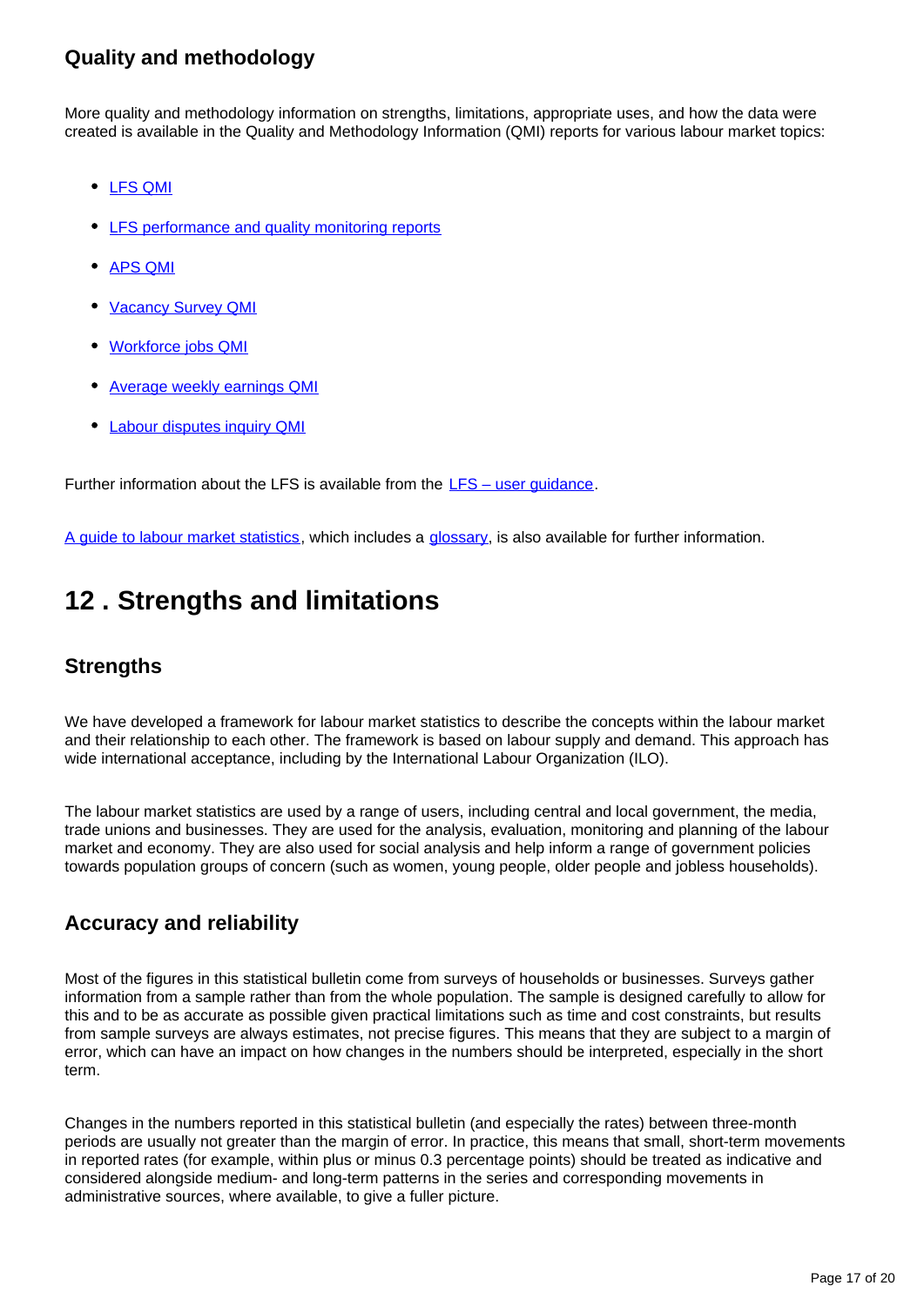### Quality and methodology

More quality and methodology information on strengths, limitations, appropriate uses, and how the data were created is available in the Quality and Methodology Information (QMI) reports for various labour market topics:

- LFS QMI
- LFS performance and quality monitoring reports
- APS QMI
- Vacancy Survey QMI
- Workforce jobs QMI
- Average weekly earnings QMI
- Labour disputes inquiry QMI

Further information about the LFS is available from the LFS – user guidance.

A guide to labour market statistics, which includes a glossary, is also available for further information.

## 12 . Strengths and limitations

### Strengths

We have developed a framework for labour market statistics to describe the concepts within the labour market and their relationship to each other. The framework is based on labour supply and demand. This approach has wide international acceptance, including by the International Labour Organization (ILO).

The labour market statistics are used by a range of users, including central and local government, the media, trade unions and businesses. They are used for the analysis, evaluation, monitoring and planning of the labour market and economy. They are also used for social analysis and help inform a range of government policies towards population groups of concern (such as women, young people, older people and jobless households).

### Accuracy and reliability

Most of the figures in this statistical bulletin come from surveys of households or businesses. Surveys gather information from a sample rather than from the whole population. The sample is designed carefully to allow for this and to be as accurate as possible given practical limitations such as time and cost constraints, but results from sample surveys are always estimates, not precise figures. This means that they are subject to a margin of error, which can have an impact on how changes in the numbers should be interpreted, especially in the short term.

Changes in the numbers reported in this statistical bulletin (and especially the rates) between three-month periods are usually not greater than the margin of error. In practice, this means that small, short-term movements in reported rates (for example, within plus or minus 0.3 percentage points) should be treated as indicative and considered alongside medium- and long-term patterns in the series and corresponding movements in administrative sources, where available, to give a fuller picture.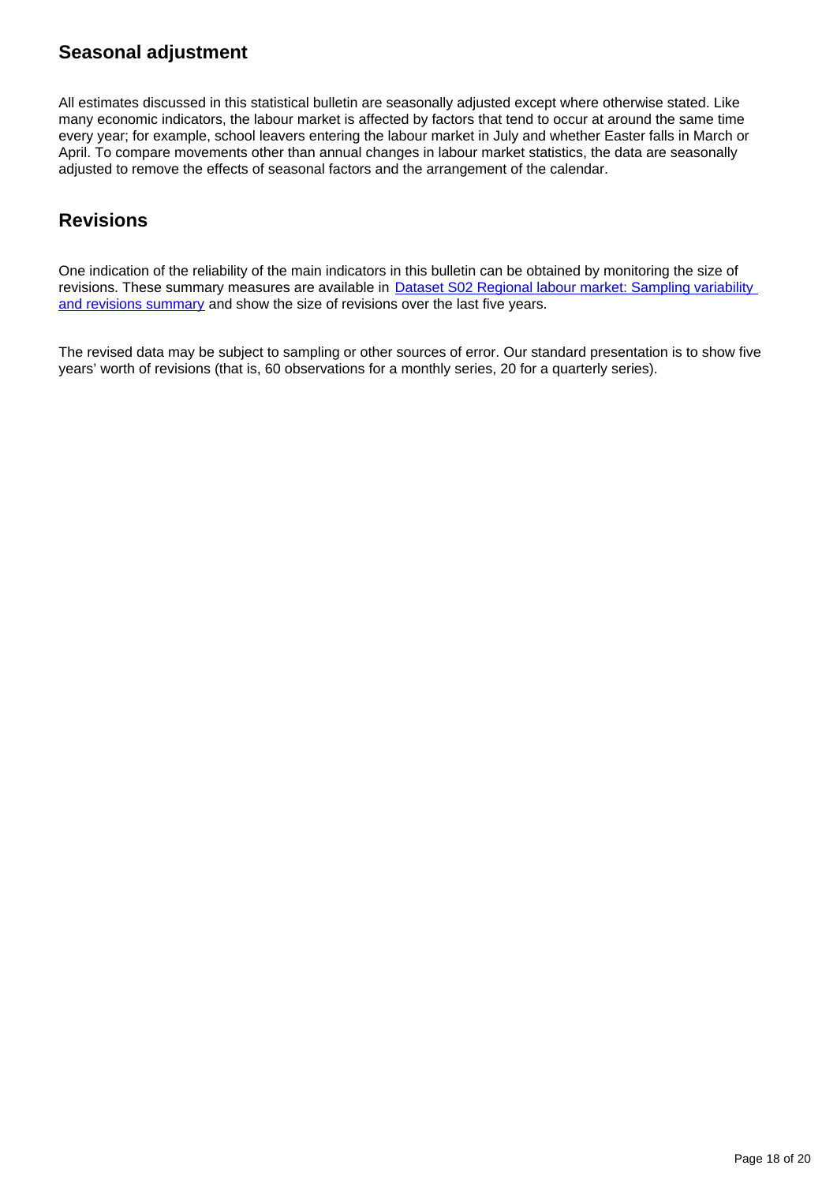## Seasonal adjustment

All estimates discussed in this statistical bulletin are seasonally adjusted except where otherwise stated. Like many economic indicators, the labour market is affected by factors that tend to occur at around the same time every year; for example, school leavers entering the labour market in July and whether Easter falls in March or April. To compare movements other than annual changes in labour market statistics, the data are seasonally adjusted to remove the effects of seasonal factors and the arrangement of the calendar.

## Revisions

One indication of the reliability of the main indicators in this bulletin can be obtained by monitoring the size of revisions. These summary measures are available in [Dataset S02 Regional labour market: Sampling variability and revisions summary]() and show the size of revisions over the last five years.

The revised data may be subject to sampling or other sources of error. Our standard presentation is to show five years' worth of revisions (that is, 60 observations for a monthly series, 20 for a quarterly series).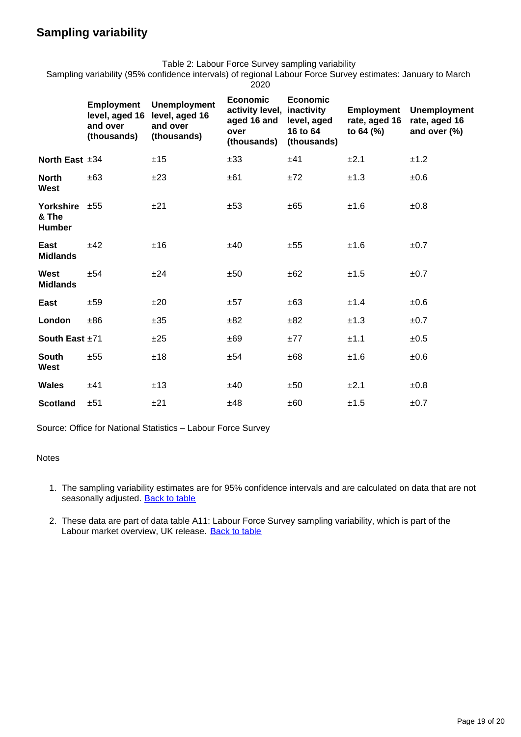## Sampling variability

Table 2: Labour Force Survey sampling variability

Sampling variability (95% confidence intervals) of regional Labour Force Survey estimates: January to March 2020

| | Employment level, aged 16 and over (thousands) | Unemployment level, aged 16 and over (thousands) | Economic activity level, aged 16 and over (thousands) | Economic inactivity level, aged 16 to 64 (thousands) | Employment rate, aged 16 to 64 (%) | Unemployment rate, aged 16 and over (%) |
|---|---|---|---|---|---|---|
| **North East** | ±34 | ±15 | ±33 | ±41 | ±2.1 | ±1.2 |
| **North West** | ±63 | ±23 | ±61 | ±72 | ±1.3 | ±0.6 |
| **Yorkshire & The Humber** | ±55 | ±21 | ±53 | ±65 | ±1.6 | ±0.8 |
| **East Midlands** | ±42 | ±16 | ±40 | ±55 | ±1.6 | ±0.7 |
| **West Midlands** | ±54 | ±24 | ±50 | ±62 | ±1.5 | ±0.7 |
| **East** | ±59 | ±20 | ±57 | ±63 | ±1.4 | ±0.6 |
| **London** | ±86 | ±35 | ±82 | ±82 | ±1.3 | ±0.7 |
| **South East** | ±71 | ±25 | ±69 | ±77 | ±1.1 | ±0.5 |
| **South West** | ±55 | ±18 | ±54 | ±68 | ±1.6 | ±0.6 |
| **Wales** | ±41 | ±13 | ±40 | ±50 | ±2.1 | ±0.8 |
| **Scotland** | ±51 | ±21 | ±48 | ±60 | ±1.5 | ±0.7 |

Source: Office for National Statistics – Labour Force Survey

Notes

1. The sampling variability estimates are for 95% confidence intervals and are calculated on data that are not seasonally adjusted. Back to table
2. These data are part of data table A11: Labour Force Survey sampling variability, which is part of the Labour market overview, UK release. Back to table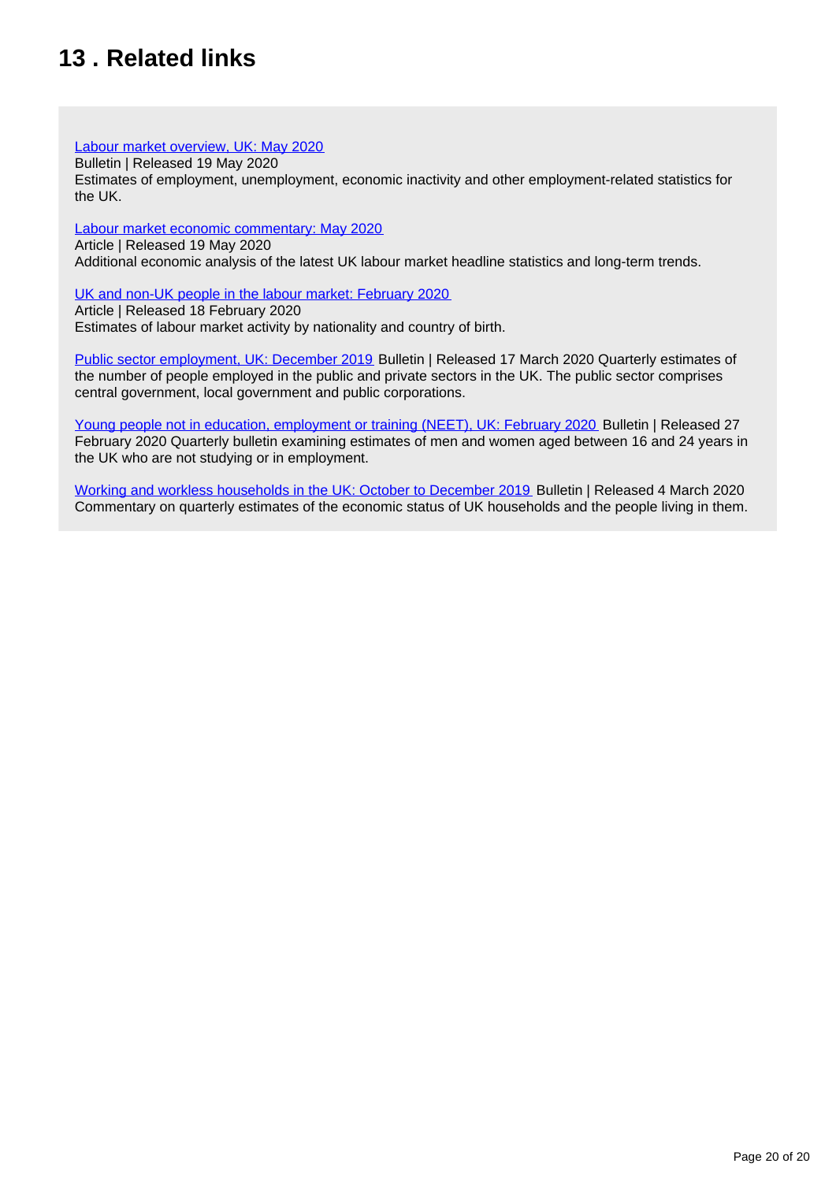# 13 . Related links

[Labour market overview, UK: May 2020]
Bulletin | Released 19 May 2020
Estimates of employment, unemployment, economic inactivity and other employment-related statistics for the UK.

[Labour market economic commentary: May 2020]
Article | Released 19 May 2020
Additional economic analysis of the latest UK labour market headline statistics and long-term trends.

[UK and non-UK people in the labour market: February 2020]
Article | Released 18 February 2020
Estimates of labour market activity by nationality and country of birth.

[Public sector employment, UK: December 2019] Bulletin | Released 17 March 2020 Quarterly estimates of the number of people employed in the public and private sectors in the UK. The public sector comprises central government, local government and public corporations.

[Young people not in education, employment or training (NEET), UK: February 2020] Bulletin | Released 27 February 2020 Quarterly bulletin examining estimates of men and women aged between 16 and 24 years in the UK who are not studying or in employment.

[Working and workless households in the UK: October to December 2019] Bulletin | Released 4 March 2020 Commentary on quarterly estimates of the economic status of UK households and the people living in them.